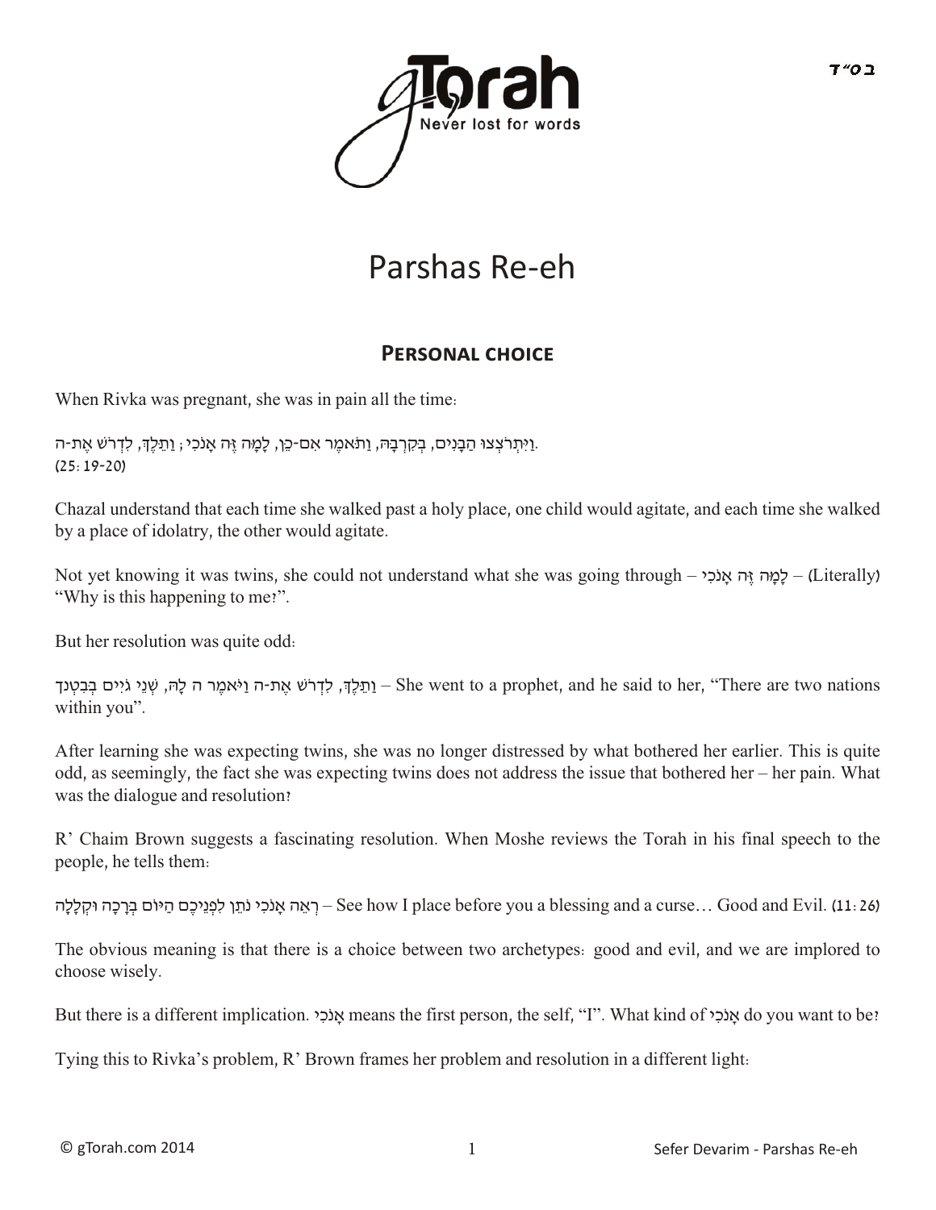# Parshas Re-eh

## Personal choice

When Rivka was pregnant, she was in pain all the time:

וַיִּתְרֹצְצוּ הַבָּנִים, בְּקִרְבָּהּ, וַתֹּאמֶר אִם-כֵּן, לָמָּה זֶּה אָנֹכִי; וַתֵּלֶךְ, לִדְרֹשׁ אֶת-ה.
(25:19-20)

Chazal understand that each time she walked past a holy place, one child would agitate, and each time she walked by a place of idolatry, the other would agitate.

Not yet knowing it was twins, she could not understand what she was going through – לָמָּה זֶּה אָנֹכִי – (Literally) "Why is this happening to me?".

But her resolution was quite odd:

וַתֵּלֶךְ, לִדְרֹשׁ אֶת-ה וַיֹּאמֶר ה לָהּ, שְׁנֵי גֹיִים בְּבִטְנֵךְ – She went to a prophet, and he said to her, "There are two nations within you".

After learning she was expecting twins, she was no longer distressed by what bothered her earlier. This is quite odd, as seemingly, the fact she was expecting twins does not address the issue that bothered her – her pain. What was the dialogue and resolution?

R' Chaim Brown suggests a fascinating resolution. When Moshe reviews the Torah in his final speech to the people, he tells them:

רְאֵה אָנֹכִי נֹתֵן לִפְנֵיכֶם הַיּוֹם בְּרָכָה וּקְלָלָה – See how I place before you a blessing and a curse… Good and Evil. (11:26)

The obvious meaning is that there is a choice between two archetypes: good and evil, and we are implored to choose wisely.

But there is a different implication. אָנֹכִי means the first person, the self, "I". What kind of אָנֹכִי do you want to be?

Tying this to Rivka's problem, R' Brown frames her problem and resolution in a different light: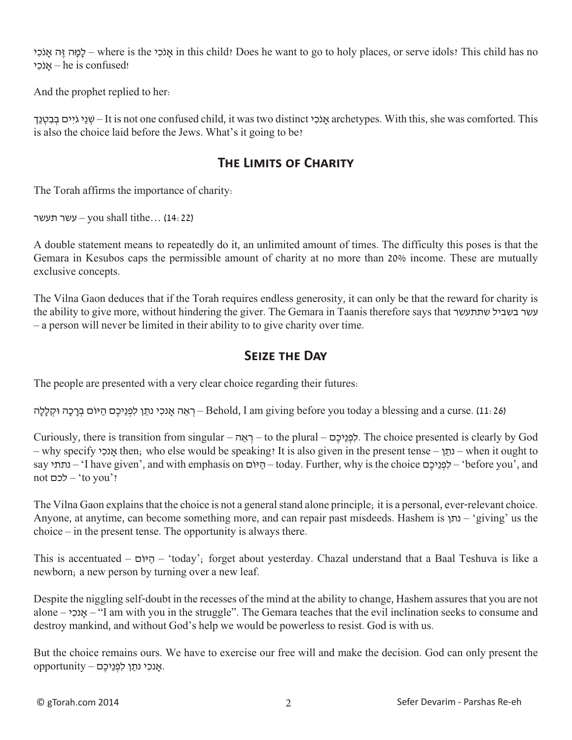לָמָּה זֶּה אָנֹכִי – where is the אָנֹכִי in this child? Does he want to go to holy places, or serve idols? This child has no אָנֹכִי – he is confused!

And the prophet replied to her:

שְׁנֵי גֹיִים בְּבִטְנֵךְ – It is not one confused child, it was two distinct אָנֹכִי archetypes. With this, she was comforted. This is also the choice laid before the Jews. What's it going to be?

## The Limits of Charity

The Torah affirms the importance of charity:

עשר תעשר – you shall tithe… (14:22)

A double statement means to repeatedly do it, an unlimited amount of times. The difficulty this poses is that the Gemara in Kesubos caps the permissible amount of charity at no more than 20% income. These are mutually exclusive concepts.

The Vilna Gaon deduces that if the Torah requires endless generosity, it can only be that the reward for charity is the ability to give more, without hindering the giver. The Gemara in Taanis therefore says that עשר בשביל שתתעשר – a person will never be limited in their ability to to give charity over time.

## Seize the Day

The people are presented with a very clear choice regarding their futures:

רְאֵה אָנֹכִי נֹתֵן לִפְנֵיכֶם הַיּוֹם בְּרָכָה וּקְלָלָה – Behold, I am giving before you today a blessing and a curse. (11:26)

Curiously, there is transition from singular – רְאֵה – to the plural – לִפְנֵיכֶם. The choice presented is clearly by God – why specify אָנֹכִי then; who else would be speaking? It is also given in the present tense – נֹתֵן – when it ought to say נתתי – 'I have given', and with emphasis on הַיּוֹם – today. Further, why is the choice לִפְנֵיכֶם – 'before you', and not לכם – 'to you'?

The Vilna Gaon explains that the choice is not a general stand alone principle; it is a personal, ever-relevant choice. Anyone, at anytime, can become something more, and can repair past misdeeds. Hashem is נתן – 'giving' us the choice – in the present tense. The opportunity is always there.

This is accentuated – הַיּוֹם – 'today'; forget about yesterday. Chazal understand that a Baal Teshuva is like a newborn; a new person by turning over a new leaf.

Despite the niggling self-doubt in the recesses of the mind at the ability to change, Hashem assures that you are not alone – אָנֹכִי – "I am with you in the struggle". The Gemara teaches that the evil inclination seeks to consume and destroy mankind, and without God's help we would be powerless to resist. God is with us.

But the choice remains ours. We have to exercise our free will and make the decision. God can only present the opportunity – אָנֹכִי נֹתֵן לִפְנֵיכֶם.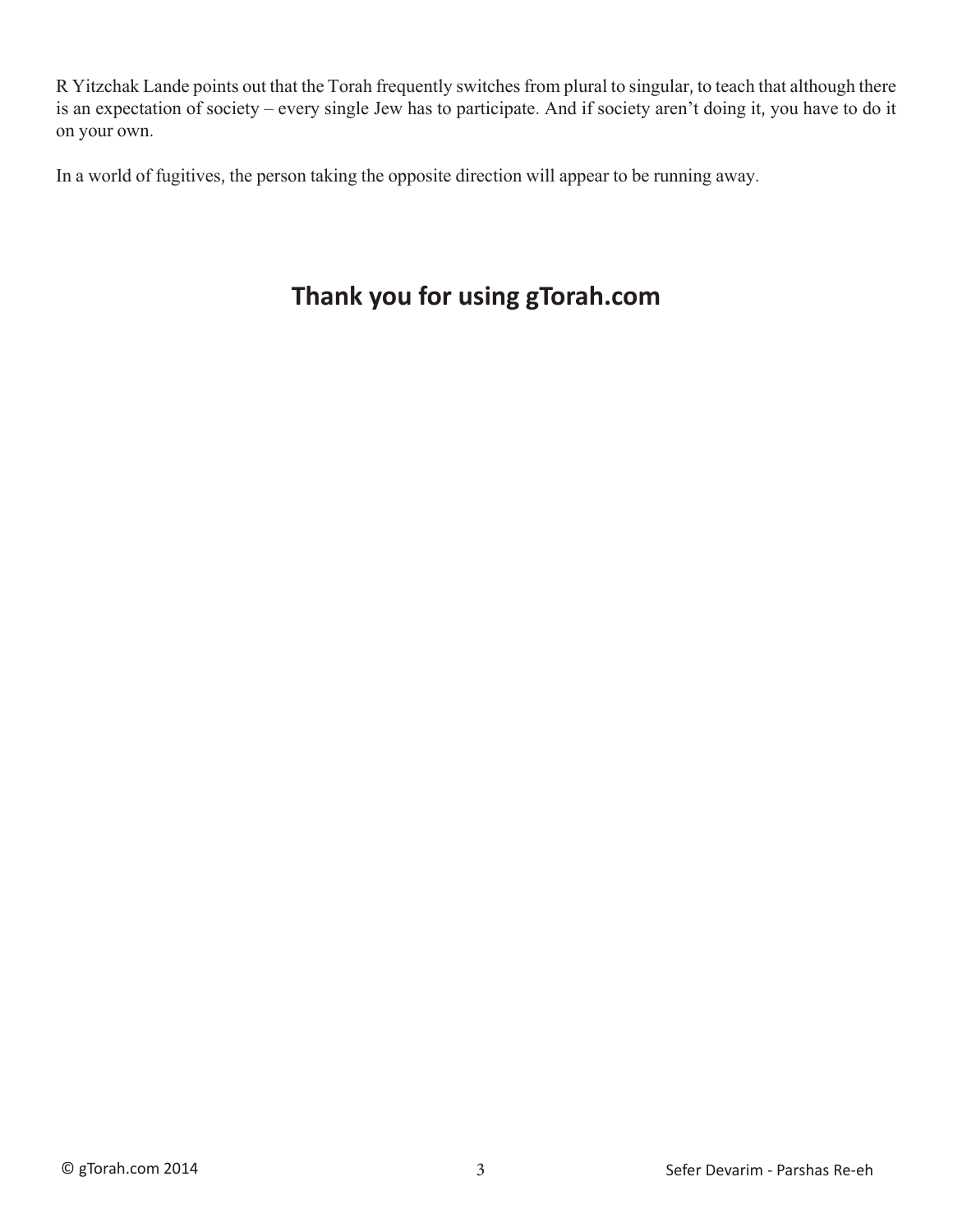R Yitzchak Lande points out that the Torah frequently switches from plural to singular, to teach that although there is an expectation of society – every single Jew has to participate. And if society aren't doing it, you have to do it on your own.

In a world of fugitives, the person taking the opposite direction will appear to be running away.

## Thank you for using gTorah.com